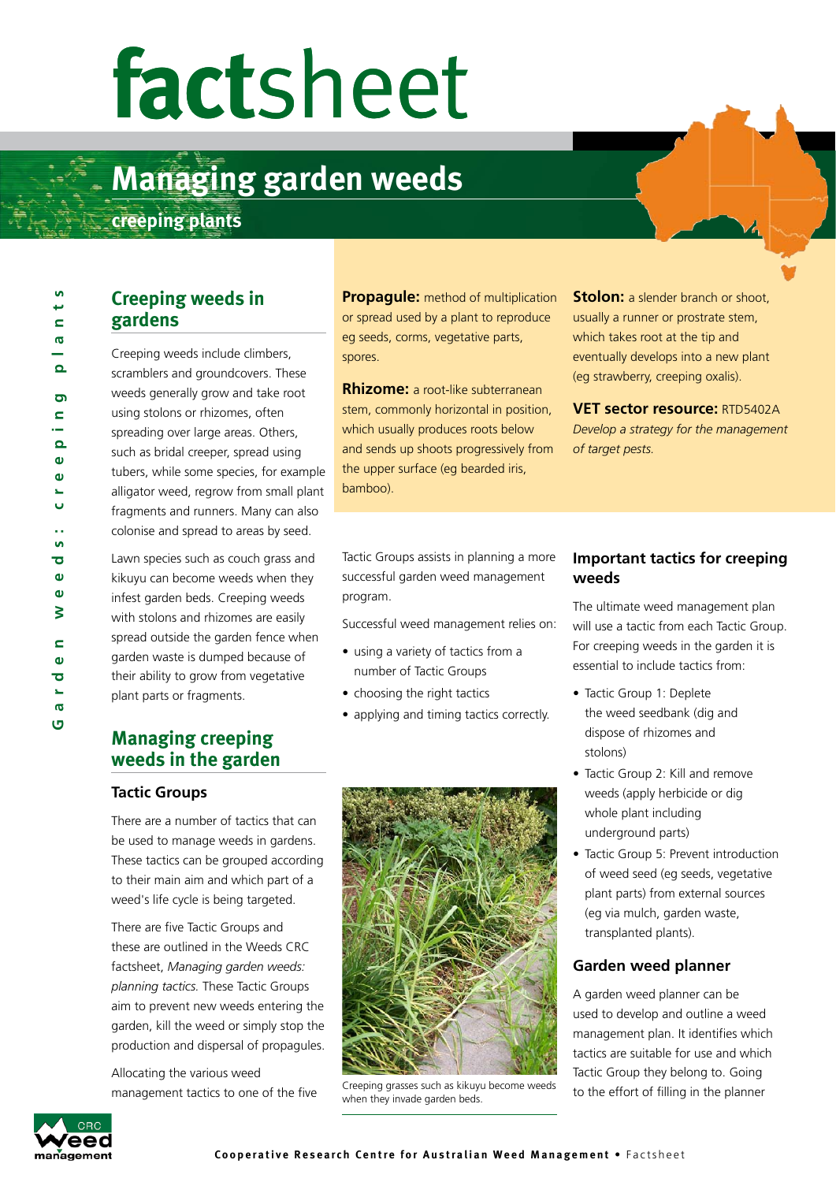# factsheet

# Managing garden weeds

## creeping plants

## Creeping weeds in gardens

Creeping weeds include climbers, scramblers and groundcovers. These weeds generally grow and take root using stolons or rhizomes, often spreading over large areas. Others, such as bridal creeper, spread using tubers, while some species, for example alligator weed, regrow from small plant fragments and runners. Many can also colonise and spread to areas by seed.

Lawn species such as couch grass and kikuyu can become weeds when they infest garden beds. Creeping weeds with stolons and rhizomes are easily spread outside the garden fence when garden waste is dumped because of their ability to grow from vegetative plant parts or fragments.

**Propagule:** method of multiplication or spread used by a plant to reproduce eg seeds, corms, vegetative parts, spores.

**Rhizome:** a root-like subterranean stem, commonly horizontal in position, which usually produces roots below and sends up shoots progressively from the upper surface (eg bearded iris, bamboo).

**Stolon:** a slender branch or shoot, usually a runner or prostrate stem, which takes root at the tip and eventually develops into a new plant (eg strawberry, creeping oxalis).

**VET sector resource:** RTD5402A *Develop a strategy for the management of target pests.*

## Managing creeping weeds in the garden

### Tactic Groups

There are a number of tactics that can be used to manage weeds in gardens. These tactics can be grouped according to their main aim and which part of a weed's life cycle is being targeted.

There are five Tactic Groups and these are outlined in the Weeds CRC factsheet, *Managing garden weeds: planning tactics.* These Tactic Groups aim to prevent new weeds entering the garden, kill the weed or simply stop the production and dispersal of propagules.

Allocating the various weed management tactics to one of the five Tactic Groups assists in planning a more successful garden weed management program.

Successful weed management relies on:

- using a variety of tactics from a number of Tactic Groups
- choosing the right tactics
- applying and timing tactics correctly.

Creeping grasses such as kikuyu become weeds when they invade garden beds.

### Important tactics for creeping weeds

The ultimate weed management plan will use a tactic from each Tactic Group. For creeping weeds in the garden it is essential to include tactics from:

- Tactic Group 1: Deplete the weed seedbank (dig and dispose of rhizomes and stolons)
- Tactic Group 2: Kill and remove weeds (apply herbicide or dig whole plant including underground parts)
- Tactic Group 5: Prevent introduction of weed seed (eg seeds, vegetative plant parts) from external sources (eg via mulch, garden waste, transplanted plants).

### Garden weed planner

A garden weed planner can be used to develop and outline a weed management plan. It identifies which tactics are suitable for use and which Tactic Group they belong to. Going to the effort of filling in the planner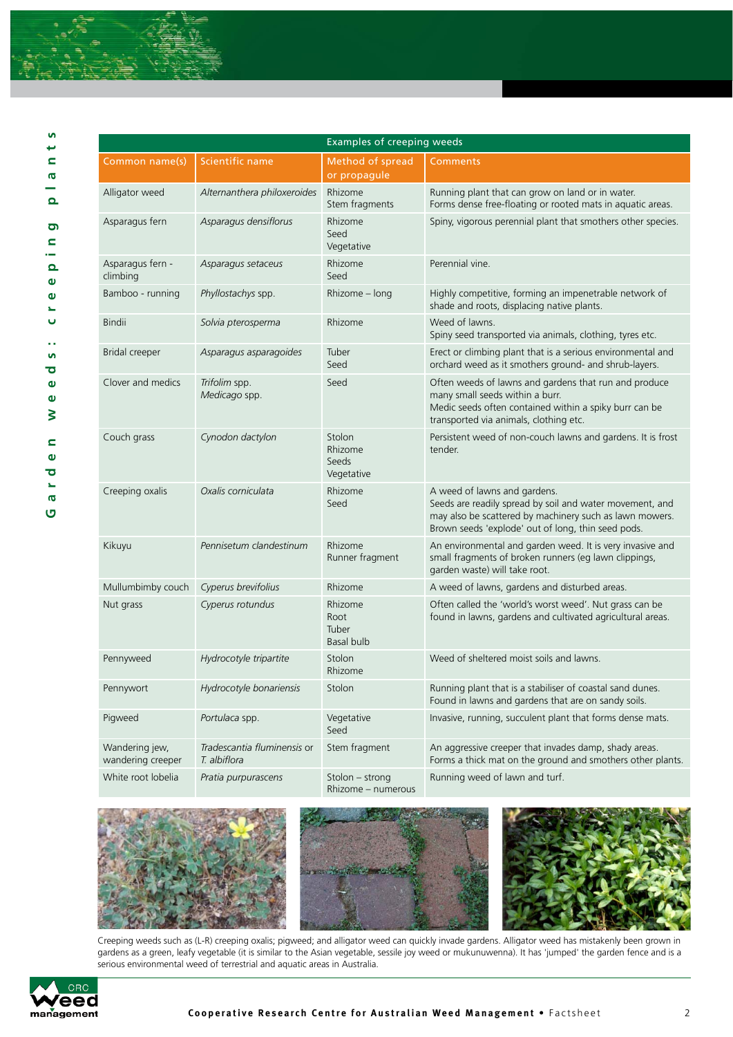| Examples of creeping weeds | | | |
|---|---|---|---|
| Common name(s) | Scientific name | Method of spread or propagule | Comments |
| Alligator weed | *Alternanthera philoxeroides* | Rhizome<br>Stem fragments | Running plant that can grow on land or in water.<br>Forms dense free-floating or rooted mats in aquatic areas. |
| Asparagus fern | *Asparagus densiflorus* | Rhizome<br>Seed<br>Vegetative | Spiny, vigorous perennial plant that smothers other species. |
| Asparagus fern - climbing | *Asparagus setaceus* | Rhizome<br>Seed | Perennial vine. |
| Bamboo - running | *Phyllostachys* spp. | Rhizome – long | Highly competitive, forming an impenetrable network of shade and roots, displacing native plants. |
| Bindii | *Solvia pterosperma* | Rhizome | Weed of lawns.<br>Spiny seed transported via animals, clothing, tyres etc. |
| Bridal creeper | *Asparagus asparagoides* | Tuber<br>Seed | Erect or climbing plant that is a serious environmental and orchard weed as it smothers ground- and shrub-layers. |
| Clover and medics | *Trifolim* spp.<br>*Medicago* spp. | Seed | Often weeds of lawns and gardens that run and produce many small seeds within a burr.<br>Medic seeds often contained within a spiky burr can be transported via animals, clothing etc. |
| Couch grass | *Cynodon dactylon* | Stolon<br>Rhizome<br>Seeds<br>Vegetative | Persistent weed of non-couch lawns and gardens. It is frost tender. |
| Creeping oxalis | *Oxalis corniculata* | Rhizome<br>Seed | A weed of lawns and gardens.<br>Seeds are readily spread by soil and water movement, and may also be scattered by machinery such as lawn mowers. Brown seeds 'explode' out of long, thin seed pods. |
| Kikuyu | *Pennisetum clandestinum* | Rhizome<br>Runner fragment | An environmental and garden weed. It is very invasive and small fragments of broken runners (eg lawn clippings, garden waste) will take root. |
| Mullumbimby couch | *Cyperus brevifolius* | Rhizome | A weed of lawns, gardens and disturbed areas. |
| Nut grass | *Cyperus rotundus* | Rhizome<br>Root<br>Tuber<br>Basal bulb | Often called the 'world's worst weed'. Nut grass can be found in lawns, gardens and cultivated agricultural areas. |
| Pennyweed | *Hydrocotyle tripartite* | Stolon<br>Rhizome | Weed of sheltered moist soils and lawns. |
| Pennywort | *Hydrocotyle bonariensis* | Stolon | Running plant that is a stabiliser of coastal sand dunes. Found in lawns and gardens that are on sandy soils. |
| Pigweed | *Portulaca* spp. | Vegetative<br>Seed | Invasive, running, succulent plant that forms dense mats. |
| Wandering jew, wandering creeper | *Tradescantia fluminensis* or *T. albiflora* | Stem fragment | An aggressive creeper that invades damp, shady areas. Forms a thick mat on the ground and smothers other plants. |
| White root lobelia | *Pratia purpurascens* | Stolon – strong<br>Rhizome – numerous | Running weed of lawn and turf. |

Creeping weeds such as (L-R) creeping oxalis; pigweed; and alligator weed can quickly invade gardens. Alligator weed has mistakenly been grown in gardens as a green, leafy vegetable (it is similar to the Asian vegetable, sessile joy weed or mukunuwenna). It has 'jumped' the garden fence and is a serious environmental weed of terrestrial and aquatic areas in Australia.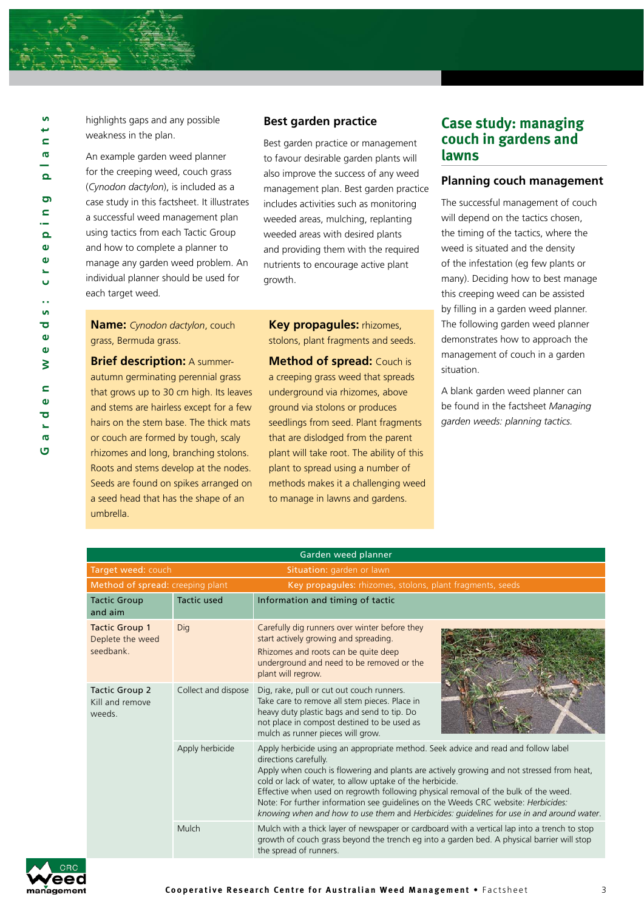highlights gaps and any possible weakness in the plan.

An example garden weed planner for the creeping weed, couch grass (*Cynodon dactylon*), is included as a case study in this factsheet. It illustrates a successful weed management plan using tactics from each Tactic Group and how to complete a planner to manage any garden weed problem. An individual planner should be used for each target weed.

## Best garden practice

Best garden practice or management to favour desirable garden plants will also improve the success of any weed management plan. Best garden practice includes activities such as monitoring weeded areas, mulching, replanting weeded areas with desired plants and providing them with the required nutrients to encourage active plant growth.

**Name:** *Cynodon dactylon*, couch grass, Bermuda grass.

**Brief description:** A summer-autumn germinating perennial grass that grows up to 30 cm high. Its leaves and stems are hairless except for a few hairs on the stem base. The thick mats or couch are formed by tough, scaly rhizomes and long, branching stolons. Roots and stems develop at the nodes. Seeds are found on spikes arranged on a seed head that has the shape of an umbrella.

**Key propagules:** rhizomes, stolons, plant fragments and seeds.

**Method of spread:** Couch is a creeping grass weed that spreads underground via rhizomes, above ground via stolons or produces seedlings from seed. Plant fragments that are dislodged from the parent plant will take root. The ability of this plant to spread using a number of methods makes it a challenging weed to manage in lawns and gardens.

## Case study: managing couch in gardens and lawns

### Planning couch management

The successful management of couch will depend on the tactics chosen, the timing of the tactics, where the weed is situated and the density of the infestation (eg few plants or many). Deciding how to best manage this creeping weed can be assisted by filling in a garden weed planner. The following garden weed planner demonstrates how to approach the management of couch in a garden situation.

A blank garden weed planner can be found in the factsheet *Managing garden weeds: planning tactics.*

| Garden weed planner | | |
|---|---|---|
| Target weed: couch | Situation: garden or lawn | |
| Method of spread: creeping plant | Key propagules: rhizomes, stolons, plant fragments, seeds | |
| **Tactic Group and aim** | **Tactic used** | **Information and timing of tactic** |
| Tactic Group 1<br>Deplete the weed seedbank. | Dig | Carefully dig runners over winter before they start actively growing and spreading.<br>Rhizomes and roots can be quite deep underground and need to be removed or the plant will regrow. |
| Tactic Group 2<br>Kill and remove weeds. | Collect and dispose | Dig, rake, pull or cut out couch runners. Take care to remove all stem pieces. Place in heavy duty plastic bags and send to tip. Do not place in compost destined to be used as mulch as runner pieces will grow. |
| | Apply herbicide | Apply herbicide using an appropriate method. Seek advice and read and follow label directions carefully.<br>Apply when couch is flowering and plants are actively growing and not stressed from heat, cold or lack of water, to allow uptake of the herbicide.<br>Effective when used on regrowth following physical removal of the bulk of the weed.<br>Note: For further information see guidelines on the Weeds CRC website: *Herbicides: knowing when and how to use them* and *Herbicides: guidelines for use in and around water*. |
| | Mulch | Mulch with a thick layer of newspaper or cardboard with a vertical lap into a trench to stop growth of couch grass beyond the trench eg into a garden bed. A physical barrier will stop the spread of runners. |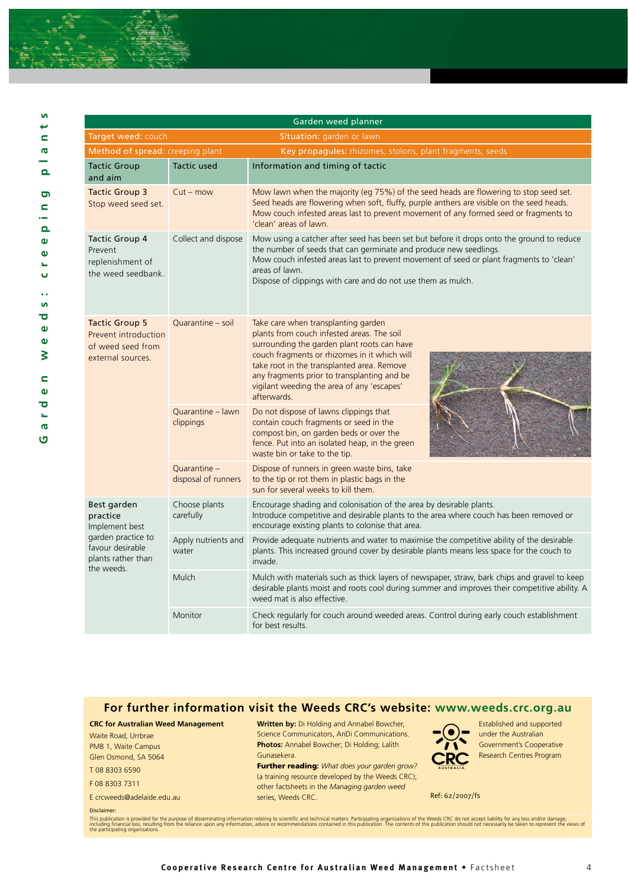| Garden weed planner | | |
|---|---|---|
| Target weed: couch | Situation: garden or lawn | |
| Method of spread: creeping plant | Key propagules: rhizomes, stolons, plant fragments, seeds | |
| **Tactic Group and aim** | **Tactic used** | **Information and timing of tactic** |
| Tactic Group 3<br>Stop weed seed set. | Cut – mow | Mow lawn when the majority (eg 75%) of the seed heads are flowering to stop seed set. Seed heads are flowering when soft, fluffy, purple anthers are visible on the seed heads.<br>Mow couch infested areas last to prevent movement of any formed seed or fragments to 'clean' areas of lawn. |
| Tactic Group 4<br>Prevent replenishment of the weed seedbank. | Collect and dispose | Mow using a catcher after seed has been set but before it drops onto the ground to reduce the number of seeds that can germinate and produce new seedlings.<br>Mow couch infested areas last to prevent movement of seed or plant fragments to 'clean' areas of lawn.<br>Dispose of clippings with care and do not use them as mulch. |
| Tactic Group 5<br>Prevent introduction of weed seed from external sources. | Quarantine – soil | Take care when transplanting garden plants from couch infested areas. The soil surrounding the garden plant roots can have couch fragments or rhizomes in it which will take root in the transplanted area. Remove any fragments prior to transplanting and be vigilant weeding the area of any 'escapes' afterwards. |
| | Quarantine – lawn clippings | Do not dispose of lawns clippings that contain couch fragments or seed in the compost bin, on garden beds or over the fence. Put into an isolated heap, in the green waste bin or take to the tip. |
| | Quarantine – disposal of runners | Dispose of runners in green waste bins, take to the tip or rot them in plastic bags in the sun for several weeks to kill them. |
| Best garden practice<br>Implement best garden practice to favour desirable plants rather than the weeds. | Choose plants carefully | Encourage shading and colonisation of the area by desirable plants.<br>Introduce competitive and desirable plants to the area where couch has been removed or encourage existing plants to colonise that area. |
| | Apply nutrients and water | Provide adequate nutrients and water to maximise the competitive ability of the desirable plants. This increased ground cover by desirable plants means less space for the couch to invade. |
| | Mulch | Mulch with materials such as thick layers of newspaper, straw, bark chips and gravel to keep desirable plants moist and roots cool during summer and improves their competitive ability. A weed mat is also effective. |
| | Monitor | Check regularly for couch around weeded areas. Control during early couch establishment for best results. |

## For further information visit the Weeds CRC's website: www.weeds.crc.org.au

**CRC for Australian Weed Management**
Waite Road, Urrbrae
PMB 1, Waite Campus
Glen Osmond, SA 5064
T 08 8303 6590
F 08 8303 7311
E crcweeds@adelaide.edu.au

**Written by:** Di Holding and Annabel Bowcher, Science Communicators, AnDi Communications.
**Photos:** Annabel Bowcher; Di Holding; Lalith Gunasekera.
**Further reading:** *What does your garden grow?* (a training resource developed by the Weeds CRC); other factsheets in the *Managing garden weed* series, Weeds CRC.

Established and supported under the Australian Government's Cooperative Research Centres Program

Ref: 62/2007/fs

Disclaimer:
This publication is provided for the purpose of disseminating information relating to scientific and technical matters. Participating organisations of the Weeds CRC do not accept liability for any loss and/or damage, including financial loss, resulting from the reliance upon any information, advice or recommendations contained in this publication. The contents of this publication should not necessarily be taken to represent the views of the participating organisations.